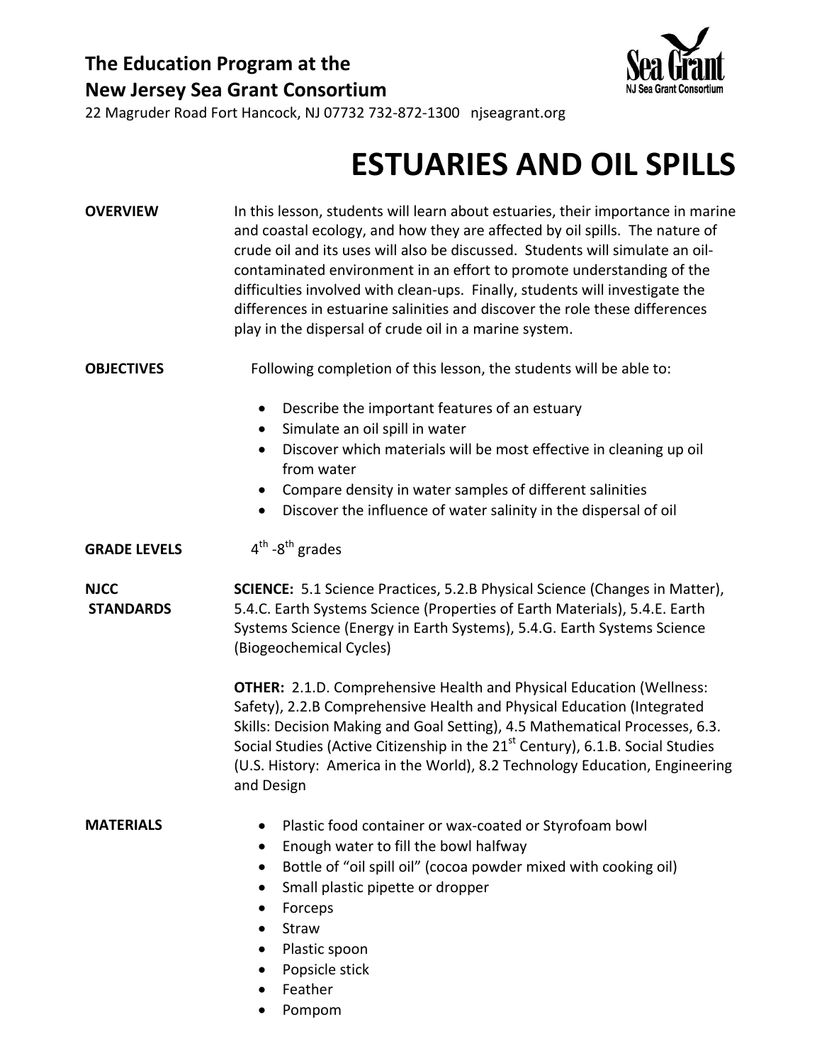**The Education Program at the New Jersey Sea Grant Consortium**

22 Magruder Road Fort Hancock, NJ 07732 732-872-1300 njseagrant.org

# ESTUARIES AND OIL SPILLS

**OVERVIEW**

In this lesson, students will learn about estuaries, their importance in marine and coastal ecology, and how they are affected by oil spills. The nature of crude oil and its uses will also be discussed. Students will simulate an oil-contaminated environment in an effort to promote understanding of the difficulties involved with clean-ups. Finally, students will investigate the differences in estuarine salinities and discover the role these differences play in the dispersal of crude oil in a marine system.

**OBJECTIVES**

Following completion of this lesson, the students will be able to:

- Describe the important features of an estuary
- Simulate an oil spill in water
- Discover which materials will be most effective in cleaning up oil from water
- Compare density in water samples of different salinities
- Discover the influence of water salinity in the dispersal of oil

**GRADE LEVELS**

4th -8th grades

**NJCC STANDARDS**

**SCIENCE:** 5.1 Science Practices, 5.2.B Physical Science (Changes in Matter), 5.4.C. Earth Systems Science (Properties of Earth Materials), 5.4.E. Earth Systems Science (Energy in Earth Systems), 5.4.G. Earth Systems Science (Biogeochemical Cycles)

**OTHER:** 2.1.D. Comprehensive Health and Physical Education (Wellness: Safety), 2.2.B Comprehensive Health and Physical Education (Integrated Skills: Decision Making and Goal Setting), 4.5 Mathematical Processes, 6.3. Social Studies (Active Citizenship in the 21st Century), 6.1.B. Social Studies (U.S. History: America in the World), 8.2 Technology Education, Engineering and Design

**MATERIALS**

- Plastic food container or wax-coated or Styrofoam bowl
- Enough water to fill the bowl halfway
- Bottle of "oil spill oil" (cocoa powder mixed with cooking oil)
- Small plastic pipette or dropper
- Forceps
- Straw
- Plastic spoon
- Popsicle stick
- Feather
- Pompom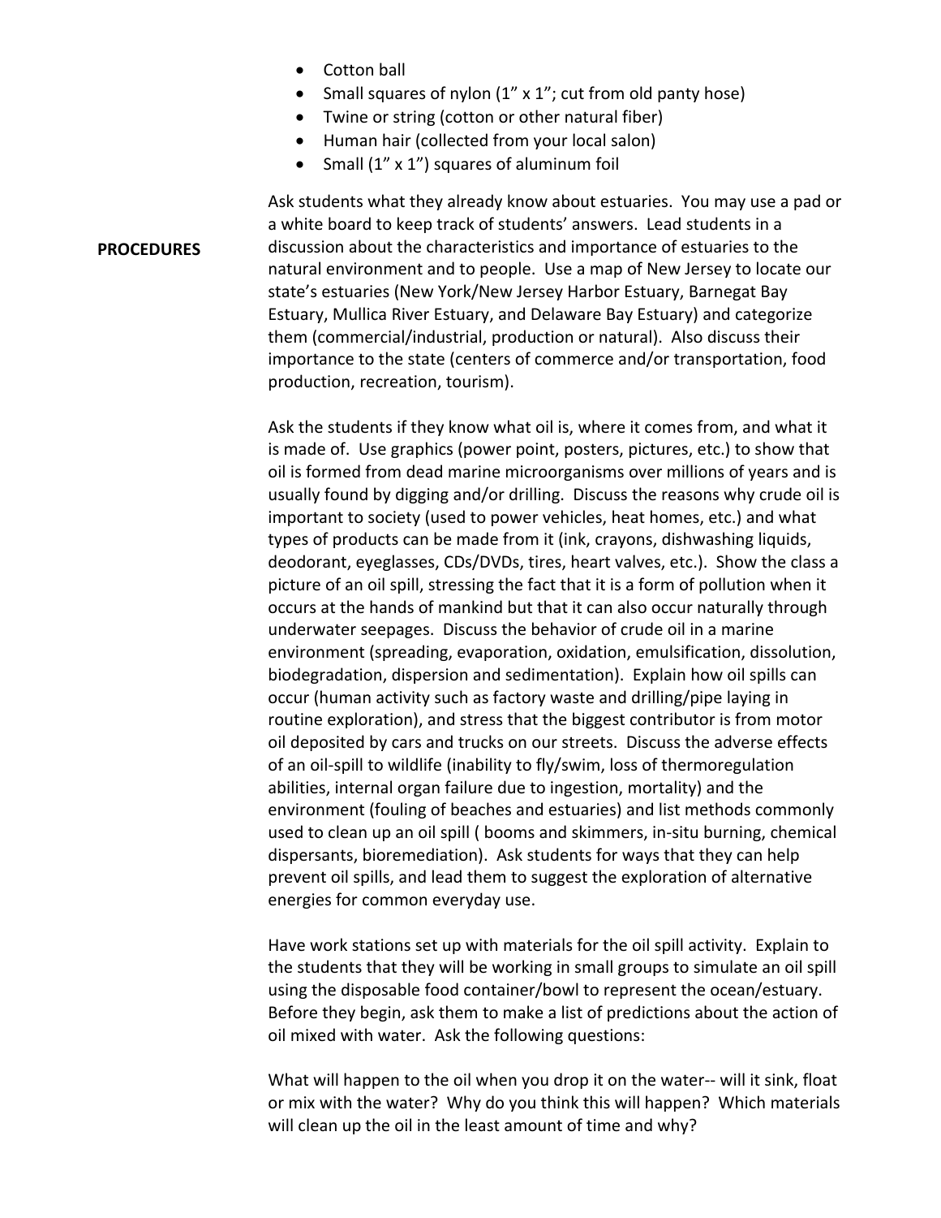- Cotton ball
- Small squares of nylon (1" x 1"; cut from old panty hose)
- Twine or string (cotton or other natural fiber)
- Human hair (collected from your local salon)
- Small (1" x 1") squares of aluminum foil

**PROCEDURES**

Ask students what they already know about estuaries. You may use a pad or a white board to keep track of students' answers. Lead students in a discussion about the characteristics and importance of estuaries to the natural environment and to people. Use a map of New Jersey to locate our state's estuaries (New York/New Jersey Harbor Estuary, Barnegat Bay Estuary, Mullica River Estuary, and Delaware Bay Estuary) and categorize them (commercial/industrial, production or natural). Also discuss their importance to the state (centers of commerce and/or transportation, food production, recreation, tourism).

Ask the students if they know what oil is, where it comes from, and what it is made of. Use graphics (power point, posters, pictures, etc.) to show that oil is formed from dead marine microorganisms over millions of years and is usually found by digging and/or drilling. Discuss the reasons why crude oil is important to society (used to power vehicles, heat homes, etc.) and what types of products can be made from it (ink, crayons, dishwashing liquids, deodorant, eyeglasses, CDs/DVDs, tires, heart valves, etc.). Show the class a picture of an oil spill, stressing the fact that it is a form of pollution when it occurs at the hands of mankind but that it can also occur naturally through underwater seepages. Discuss the behavior of crude oil in a marine environment (spreading, evaporation, oxidation, emulsification, dissolution, biodegradation, dispersion and sedimentation). Explain how oil spills can occur (human activity such as factory waste and drilling/pipe laying in routine exploration), and stress that the biggest contributor is from motor oil deposited by cars and trucks on our streets. Discuss the adverse effects of an oil-spill to wildlife (inability to fly/swim, loss of thermoregulation abilities, internal organ failure due to ingestion, mortality) and the environment (fouling of beaches and estuaries) and list methods commonly used to clean up an oil spill ( booms and skimmers, in-situ burning, chemical dispersants, bioremediation). Ask students for ways that they can help prevent oil spills, and lead them to suggest the exploration of alternative energies for common everyday use.

Have work stations set up with materials for the oil spill activity. Explain to the students that they will be working in small groups to simulate an oil spill using the disposable food container/bowl to represent the ocean/estuary. Before they begin, ask them to make a list of predictions about the action of oil mixed with water. Ask the following questions:

What will happen to the oil when you drop it on the water-- will it sink, float or mix with the water? Why do you think this will happen? Which materials will clean up the oil in the least amount of time and why?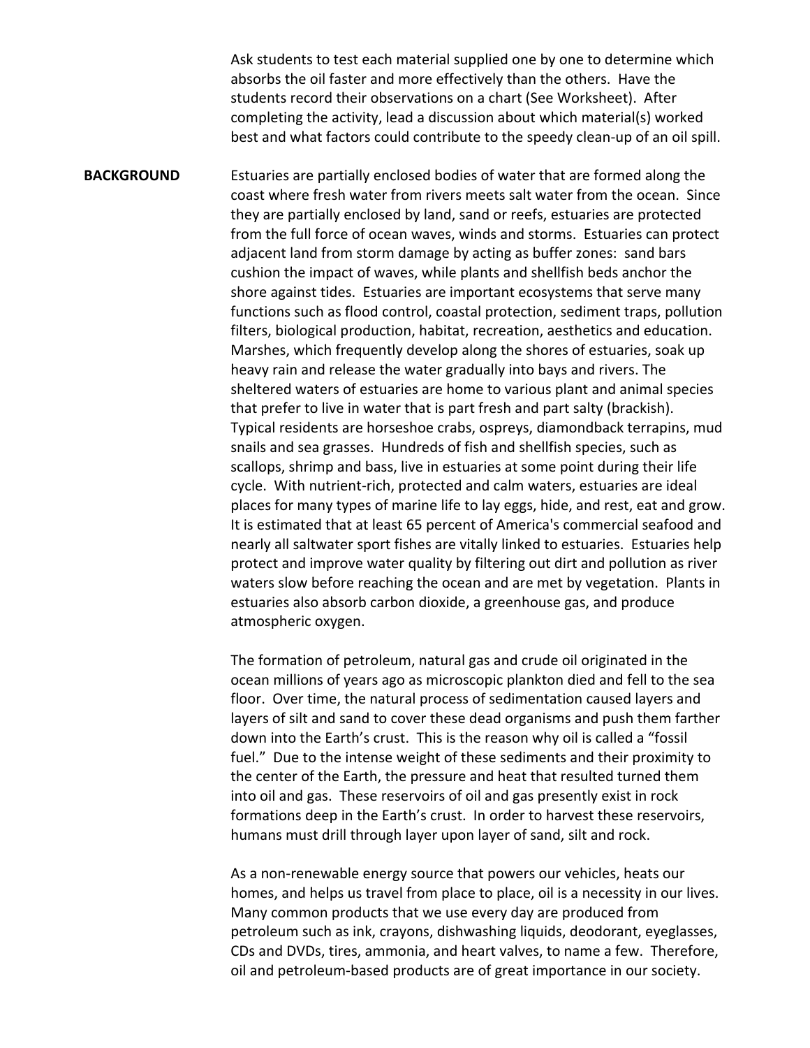Ask students to test each material supplied one by one to determine which absorbs the oil faster and more effectively than the others. Have the students record their observations on a chart (See Worksheet). After completing the activity, lead a discussion about which material(s) worked best and what factors could contribute to the speedy clean-up of an oil spill.

**BACKGROUND**

Estuaries are partially enclosed bodies of water that are formed along the coast where fresh water from rivers meets salt water from the ocean. Since they are partially enclosed by land, sand or reefs, estuaries are protected from the full force of ocean waves, winds and storms. Estuaries can protect adjacent land from storm damage by acting as buffer zones: sand bars cushion the impact of waves, while plants and shellfish beds anchor the shore against tides. Estuaries are important ecosystems that serve many functions such as flood control, coastal protection, sediment traps, pollution filters, biological production, habitat, recreation, aesthetics and education. Marshes, which frequently develop along the shores of estuaries, soak up heavy rain and release the water gradually into bays and rivers. The sheltered waters of estuaries are home to various plant and animal species that prefer to live in water that is part fresh and part salty (brackish). Typical residents are horseshoe crabs, ospreys, diamondback terrapins, mud snails and sea grasses. Hundreds of fish and shellfish species, such as scallops, shrimp and bass, live in estuaries at some point during their life cycle. With nutrient-rich, protected and calm waters, estuaries are ideal places for many types of marine life to lay eggs, hide, and rest, eat and grow. It is estimated that at least 65 percent of America's commercial seafood and nearly all saltwater sport fishes are vitally linked to estuaries. Estuaries help protect and improve water quality by filtering out dirt and pollution as river waters slow before reaching the ocean and are met by vegetation. Plants in estuaries also absorb carbon dioxide, a greenhouse gas, and produce atmospheric oxygen.

The formation of petroleum, natural gas and crude oil originated in the ocean millions of years ago as microscopic plankton died and fell to the sea floor. Over time, the natural process of sedimentation caused layers and layers of silt and sand to cover these dead organisms and push them farther down into the Earth's crust. This is the reason why oil is called a "fossil fuel." Due to the intense weight of these sediments and their proximity to the center of the Earth, the pressure and heat that resulted turned them into oil and gas. These reservoirs of oil and gas presently exist in rock formations deep in the Earth's crust. In order to harvest these reservoirs, humans must drill through layer upon layer of sand, silt and rock.

As a non-renewable energy source that powers our vehicles, heats our homes, and helps us travel from place to place, oil is a necessity in our lives. Many common products that we use every day are produced from petroleum such as ink, crayons, dishwashing liquids, deodorant, eyeglasses, CDs and DVDs, tires, ammonia, and heart valves, to name a few. Therefore, oil and petroleum-based products are of great importance in our society.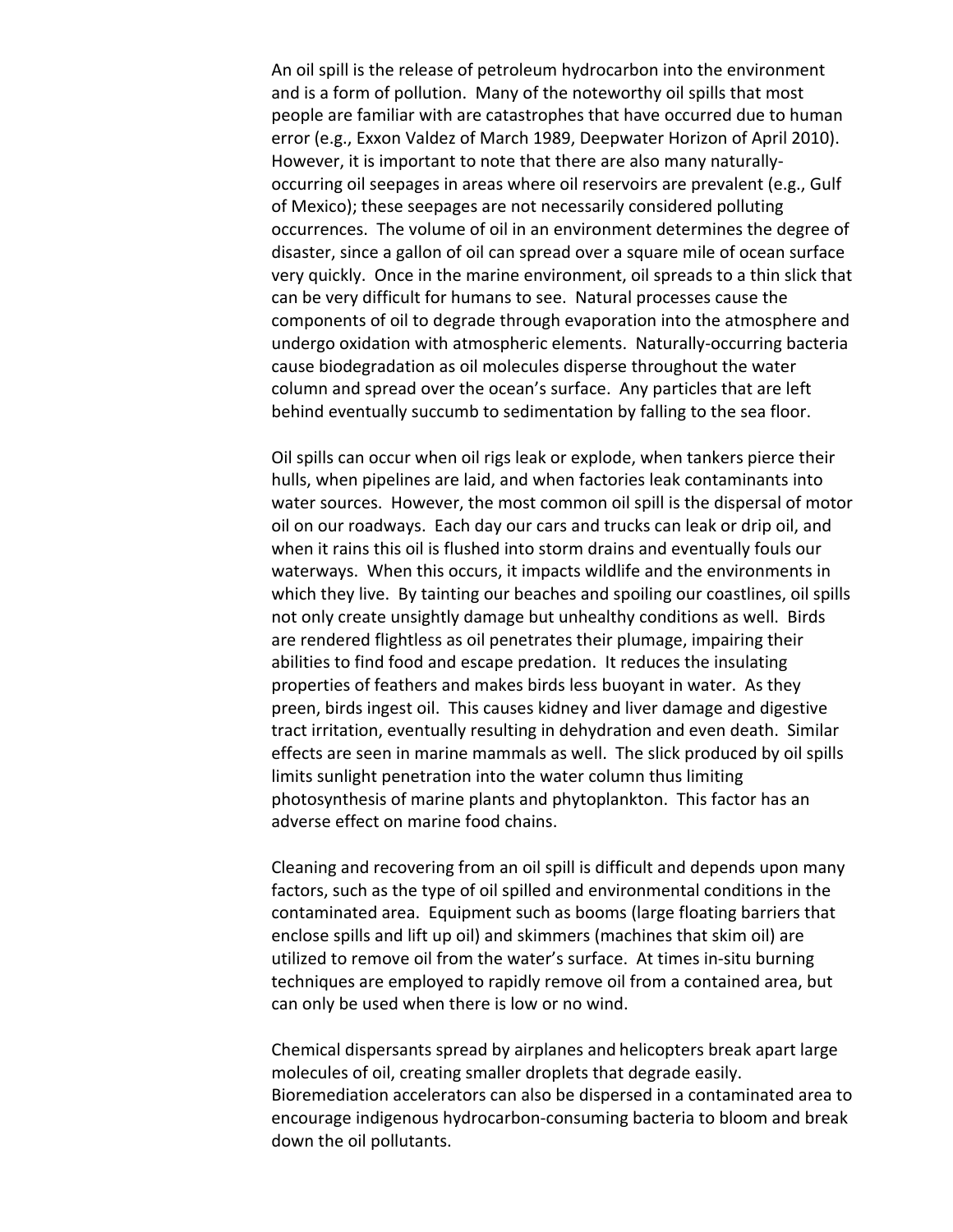An oil spill is the release of petroleum hydrocarbon into the environment and is a form of pollution. Many of the noteworthy oil spills that most people are familiar with are catastrophes that have occurred due to human error (e.g., Exxon Valdez of March 1989, Deepwater Horizon of April 2010). However, it is important to note that there are also many naturally-occurring oil seepages in areas where oil reservoirs are prevalent (e.g., Gulf of Mexico); these seepages are not necessarily considered polluting occurrences. The volume of oil in an environment determines the degree of disaster, since a gallon of oil can spread over a square mile of ocean surface very quickly. Once in the marine environment, oil spreads to a thin slick that can be very difficult for humans to see. Natural processes cause the components of oil to degrade through evaporation into the atmosphere and undergo oxidation with atmospheric elements. Naturally-occurring bacteria cause biodegradation as oil molecules disperse throughout the water column and spread over the ocean's surface. Any particles that are left behind eventually succumb to sedimentation by falling to the sea floor.

Oil spills can occur when oil rigs leak or explode, when tankers pierce their hulls, when pipelines are laid, and when factories leak contaminants into water sources. However, the most common oil spill is the dispersal of motor oil on our roadways. Each day our cars and trucks can leak or drip oil, and when it rains this oil is flushed into storm drains and eventually fouls our waterways. When this occurs, it impacts wildlife and the environments in which they live. By tainting our beaches and spoiling our coastlines, oil spills not only create unsightly damage but unhealthy conditions as well. Birds are rendered flightless as oil penetrates their plumage, impairing their abilities to find food and escape predation. It reduces the insulating properties of feathers and makes birds less buoyant in water. As they preen, birds ingest oil. This causes kidney and liver damage and digestive tract irritation, eventually resulting in dehydration and even death. Similar effects are seen in marine mammals as well. The slick produced by oil spills limits sunlight penetration into the water column thus limiting photosynthesis of marine plants and phytoplankton. This factor has an adverse effect on marine food chains.

Cleaning and recovering from an oil spill is difficult and depends upon many factors, such as the type of oil spilled and environmental conditions in the contaminated area. Equipment such as booms (large floating barriers that enclose spills and lift up oil) and skimmers (machines that skim oil) are utilized to remove oil from the water's surface. At times in-situ burning techniques are employed to rapidly remove oil from a contained area, but can only be used when there is low or no wind.

Chemical dispersants spread by airplanes and helicopters break apart large molecules of oil, creating smaller droplets that degrade easily. Bioremediation accelerators can also be dispersed in a contaminated area to encourage indigenous hydrocarbon-consuming bacteria to bloom and break down the oil pollutants.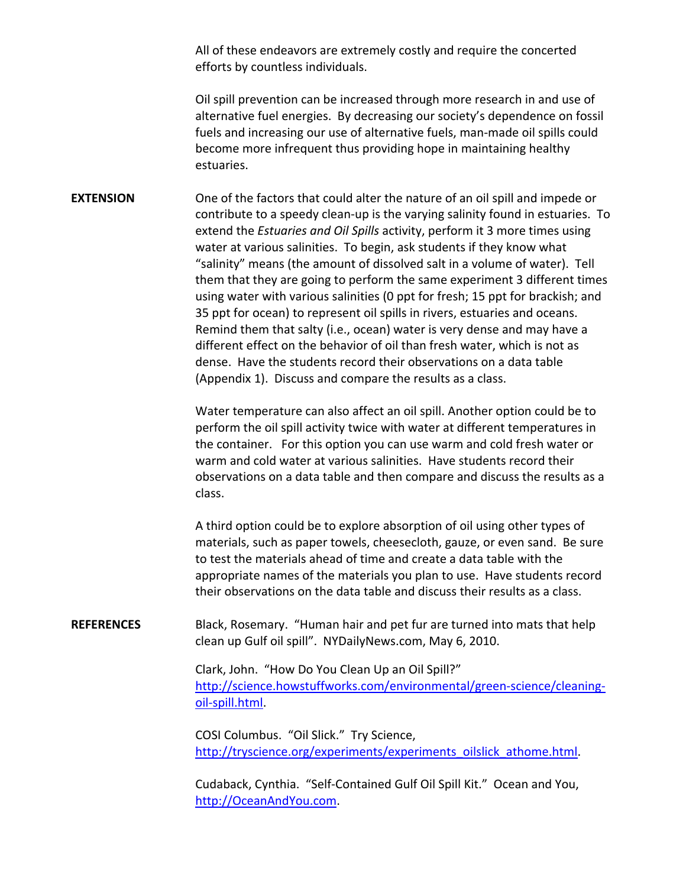All of these endeavors are extremely costly and require the concerted efforts by countless individuals.

Oil spill prevention can be increased through more research in and use of alternative fuel energies. By decreasing our society's dependence on fossil fuels and increasing our use of alternative fuels, man-made oil spills could become more infrequent thus providing hope in maintaining healthy estuaries.

## EXTENSION

One of the factors that could alter the nature of an oil spill and impede or contribute to a speedy clean-up is the varying salinity found in estuaries. To extend the *Estuaries and Oil Spills* activity, perform it 3 more times using water at various salinities. To begin, ask students if they know what "salinity" means (the amount of dissolved salt in a volume of water). Tell them that they are going to perform the same experiment 3 different times using water with various salinities (0 ppt for fresh; 15 ppt for brackish; and 35 ppt for ocean) to represent oil spills in rivers, estuaries and oceans. Remind them that salty (i.e., ocean) water is very dense and may have a different effect on the behavior of oil than fresh water, which is not as dense. Have the students record their observations on a data table (Appendix 1). Discuss and compare the results as a class.

Water temperature can also affect an oil spill. Another option could be to perform the oil spill activity twice with water at different temperatures in the container. For this option you can use warm and cold fresh water or warm and cold water at various salinities. Have students record their observations on a data table and then compare and discuss the results as a class.

A third option could be to explore absorption of oil using other types of materials, such as paper towels, cheesecloth, gauze, or even sand. Be sure to test the materials ahead of time and create a data table with the appropriate names of the materials you plan to use. Have students record their observations on the data table and discuss their results as a class.

## REFERENCES

Black, Rosemary. "Human hair and pet fur are turned into mats that help clean up Gulf oil spill". NYDailyNews.com, May 6, 2010.

Clark, John. "How Do You Clean Up an Oil Spill?" [http://science.howstuffworks.com/environmental/green-science/cleaning-oil-spill.html](http://science.howstuffworks.com/environmental/green-science/cleaning-oil-spill.html).

COSI Columbus. "Oil Slick." Try Science, [http://tryscience.org/experiments/experiments_oilslick_athome.html](http://tryscience.org/experiments/experiments_oilslick_athome.html).

Cudaback, Cynthia. "Self-Contained Gulf Oil Spill Kit." Ocean and You, [http://OceanAndYou.com](http://OceanAndYou.com).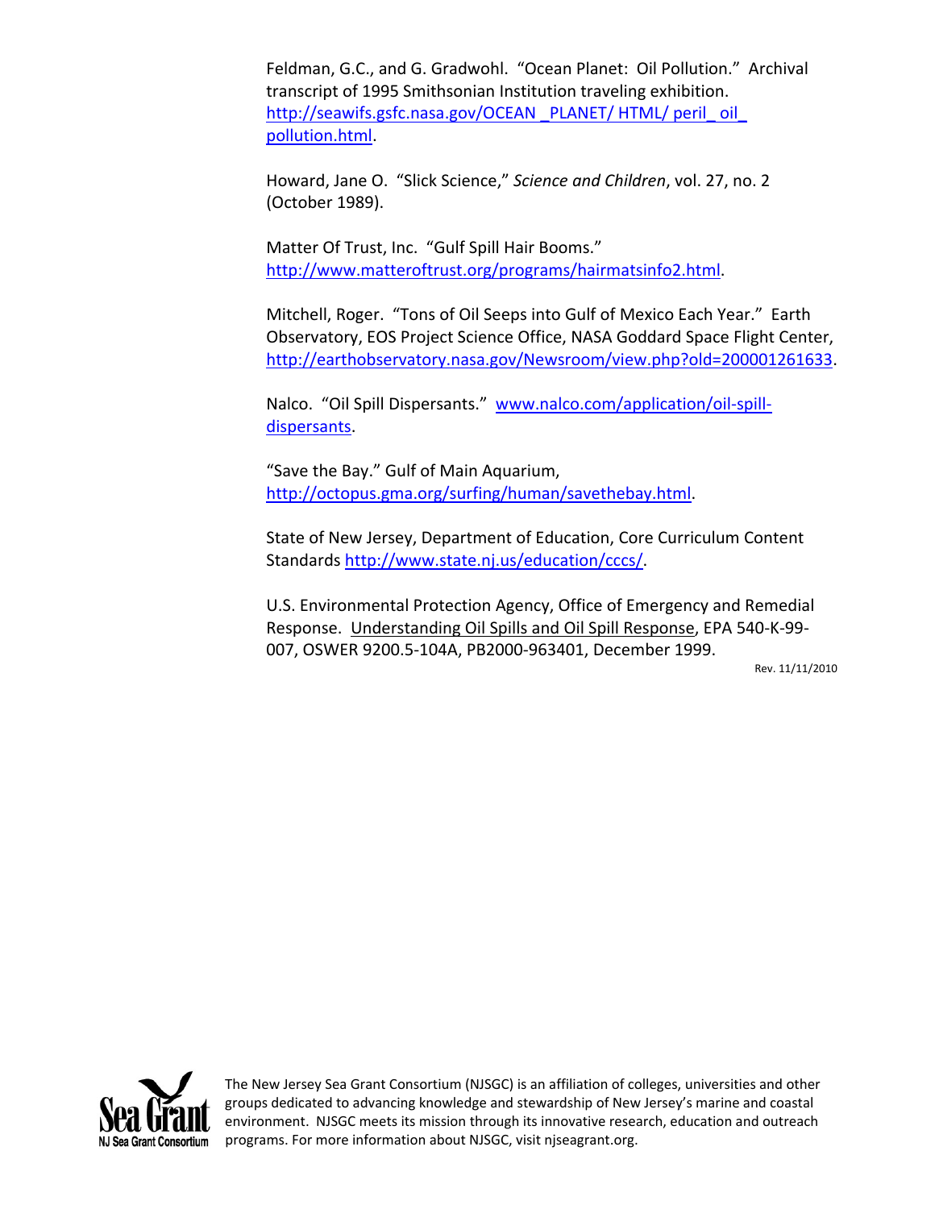Feldman, G.C., and G. Gradwohl. "Ocean Planet: Oil Pollution." Archival transcript of 1995 Smithsonian Institution traveling exhibition. http://seawifs.gsfc.nasa.gov/OCEAN _PLANET/ HTML/ peril_ oil_ pollution.html.

Howard, Jane O. "Slick Science," *Science and Children*, vol. 27, no. 2 (October 1989).

Matter Of Trust, Inc. "Gulf Spill Hair Booms." http://www.matteroftrust.org/programs/hairmatsinfo2.html.

Mitchell, Roger. "Tons of Oil Seeps into Gulf of Mexico Each Year." Earth Observatory, EOS Project Science Office, NASA Goddard Space Flight Center, http://earthobservatory.nasa.gov/Newsroom/view.php?old=200001261633.

Nalco. "Oil Spill Dispersants." www.nalco.com/application/oil-spill-dispersants.

"Save the Bay." Gulf of Main Aquarium, http://octopus.gma.org/surfing/human/savethebay.html.

State of New Jersey, Department of Education, Core Curriculum Content Standards http://www.state.nj.us/education/cccs/.

U.S. Environmental Protection Agency, Office of Emergency and Remedial Response. Understanding Oil Spills and Oil Spill Response, EPA 540-K-99-007, OSWER 9200.5-104A, PB2000-963401, December 1999.

Rev. 11/11/2010

Sea Grant
NJ Sea Grant Consortium

The New Jersey Sea Grant Consortium (NJSGC) is an affiliation of colleges, universities and other groups dedicated to advancing knowledge and stewardship of New Jersey's marine and coastal environment. NJSGC meets its mission through its innovative research, education and outreach programs. For more information about NJSGC, visit njseagrant.org.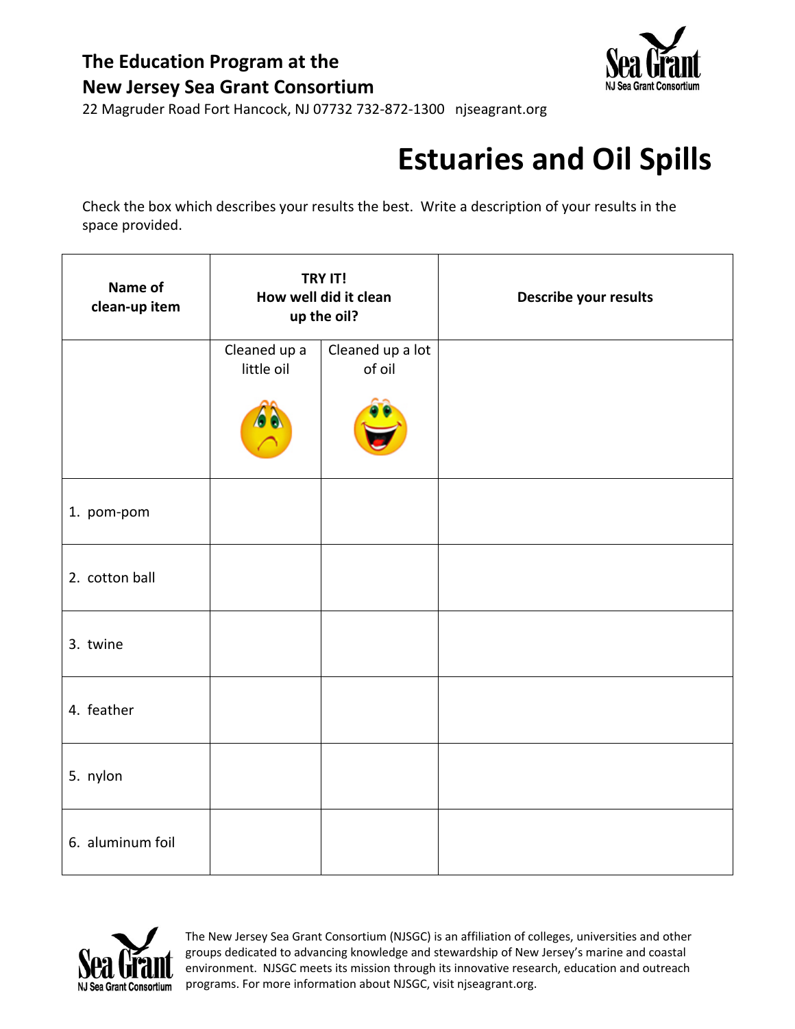**The Education Program at the**
**New Jersey Sea Grant Consortium**
22 Magruder Road Fort Hancock, NJ 07732 732-872-1300 njseagrant.org

# Estuaries and Oil Spills

Check the box which describes your results the best. Write a description of your results in the space provided.

| Name of clean-up item | TRY IT! How well did it clean up the oil? | | Describe your results |
|---|---|---|---|
| | Cleaned up a little oil | Cleaned up a lot of oil | |
| 1. pom-pom | | | |
| 2. cotton ball | | | |
| 3. twine | | | |
| 4. feather | | | |
| 5. nylon | | | |
| 6. aluminum foil | | | |

The New Jersey Sea Grant Consortium (NJSGC) is an affiliation of colleges, universities and other groups dedicated to advancing knowledge and stewardship of New Jersey's marine and coastal environment. NJSGC meets its mission through its innovative research, education and outreach programs. For more information about NJSGC, visit njseagrant.org.